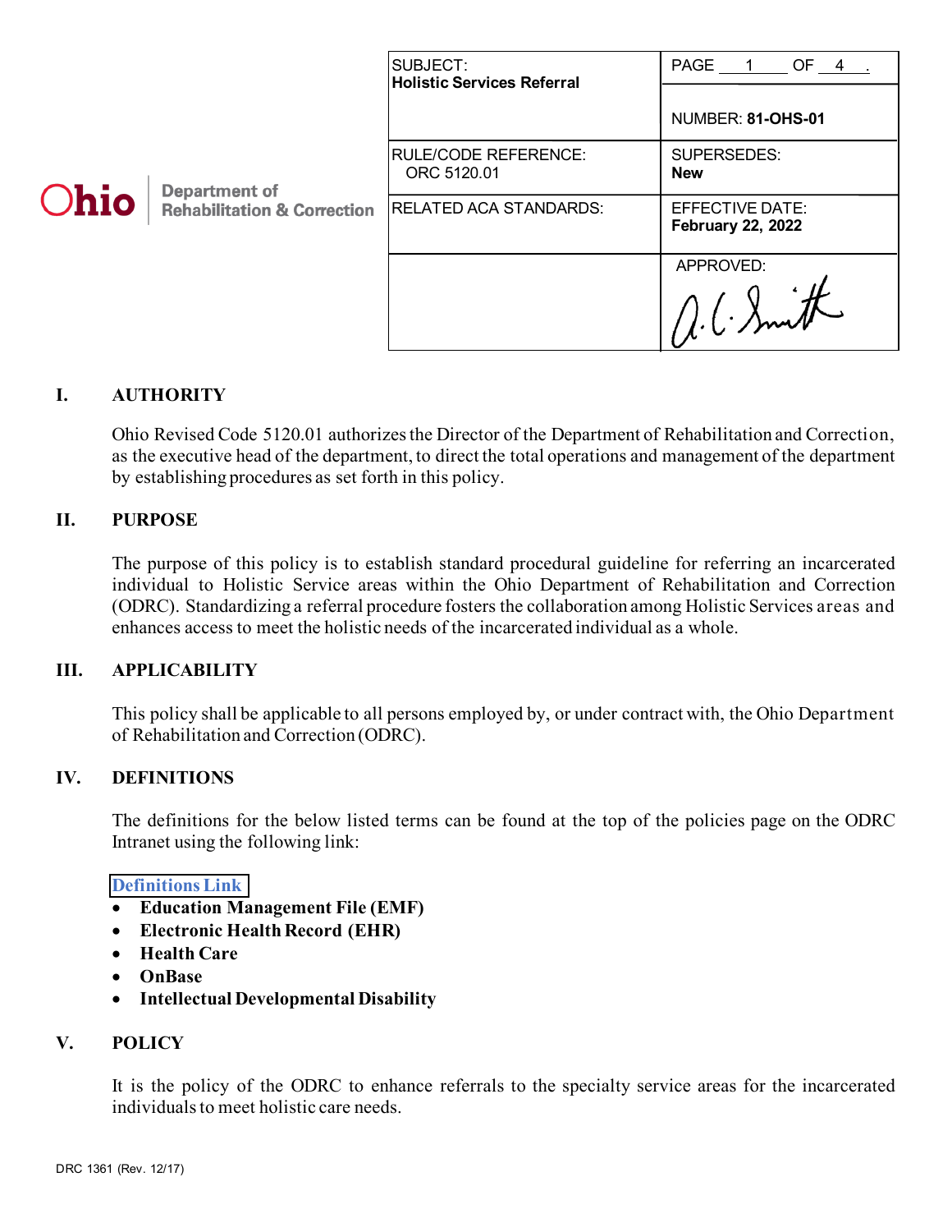Ohio | Department of Rehabilitation & Correction

| SUBJECT: **Holistic Services Referral** | PAGE 1 OF 4. NUMBER: **81-OHS-01** |
| --- | --- |
| RULE/CODE REFERENCE: ORC 5120.01 | SUPERSEDES: **New** |
| RELATED ACA STANDARDS: | EFFECTIVE DATE: **February 22, 2022** |
| | APPROVED: A. C. Smith |

## I. AUTHORITY

Ohio Revised Code 5120.01 authorizes the Director of the Department of Rehabilitation and Correction, as the executive head of the department, to direct the total operations and management of the department by establishing procedures as set forth in this policy.

## II. PURPOSE

The purpose of this policy is to establish standard procedural guideline for referring an incarcerated individual to Holistic Service areas within the Ohio Department of Rehabilitation and Correction (ODRC). Standardizing a referral procedure fosters the collaboration among Holistic Services areas and enhances access to meet the holistic needs of the incarcerated individual as a whole.

## III. APPLICABILITY

This policy shall be applicable to all persons employed by, or under contract with, the Ohio Department of Rehabilitation and Correction (ODRC).

## IV. DEFINITIONS

The definitions for the below listed terms can be found at the top of the policies page on the ODRC Intranet using the following link:

Definitions Link

- **Education Management File (EMF)**
- **Electronic Health Record (EHR)**
- **Health Care**
- **OnBase**
- **Intellectual Developmental Disability**

## V. POLICY

It is the policy of the ODRC to enhance referrals to the specialty service areas for the incarcerated individuals to meet holistic care needs.

DRC 1361 (Rev. 12/17)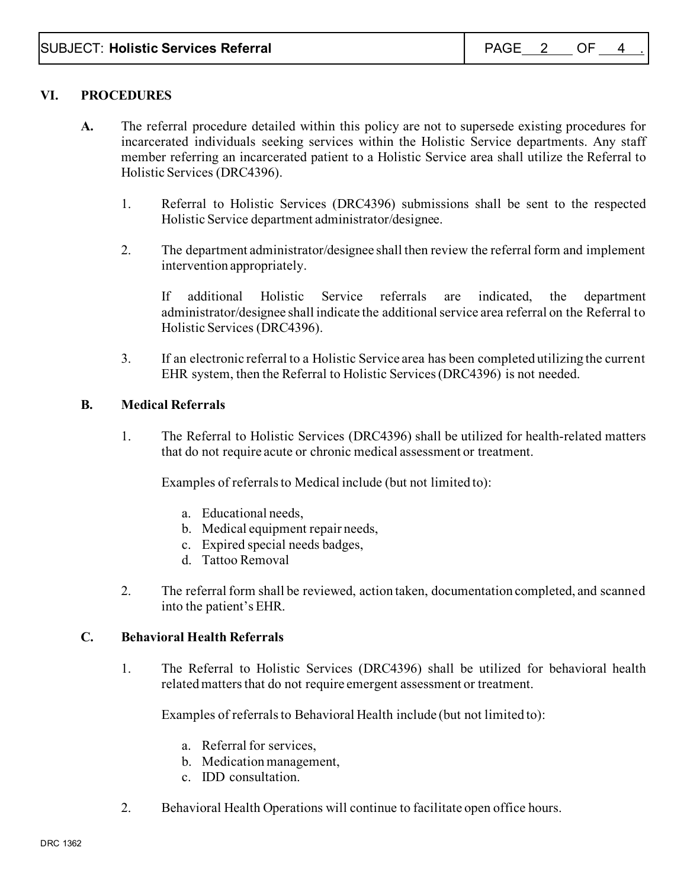## VI. PROCEDURES

**A.** The referral procedure detailed within this policy are not to supersede existing procedures for incarcerated individuals seeking services within the Holistic Service departments. Any staff member referring an incarcerated patient to a Holistic Service area shall utilize the Referral to Holistic Services (DRC4396).

1. Referral to Holistic Services (DRC4396) submissions shall be sent to the respected Holistic Service department administrator/designee.

2. The department administrator/designee shall then review the referral form and implement intervention appropriately.

   If additional Holistic Service referrals are indicated, the department administrator/designee shall indicate the additional service area referral on the Referral to Holistic Services (DRC4396).

3. If an electronic referral to a Holistic Service area has been completed utilizing the current EHR system, then the Referral to Holistic Services (DRC4396) is not needed.

**B. Medical Referrals**

1. The Referral to Holistic Services (DRC4396) shall be utilized for health-related matters that do not require acute or chronic medical assessment or treatment.

   Examples of referrals to Medical include (but not limited to):

   a. Educational needs,
   b. Medical equipment repair needs,
   c. Expired special needs badges,
   d. Tattoo Removal

2. The referral form shall be reviewed, action taken, documentation completed, and scanned into the patient's EHR.

**C. Behavioral Health Referrals**

1. The Referral to Holistic Services (DRC4396) shall be utilized for behavioral health related matters that do not require emergent assessment or treatment.

   Examples of referrals to Behavioral Health include (but not limited to):

   a. Referral for services,
   b. Medication management,
   c. IDD consultation.

2. Behavioral Health Operations will continue to facilitate open office hours.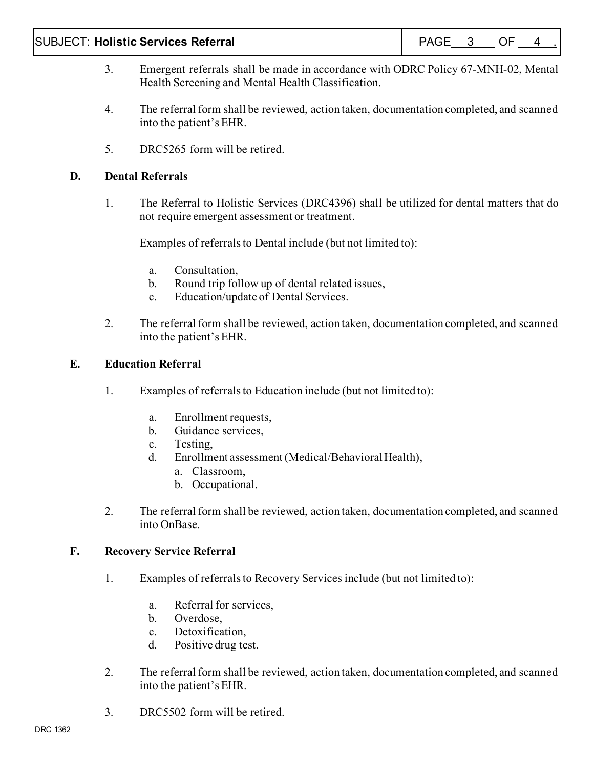3. Emergent referrals shall be made in accordance with ODRC Policy 67-MNH-02, Mental Health Screening and Mental Health Classification.

4. The referral form shall be reviewed, action taken, documentation completed, and scanned into the patient's EHR.

5. DRC5265 form will be retired.

**D. Dental Referrals**

1. The Referral to Holistic Services (DRC4396) shall be utilized for dental matters that do not require emergent assessment or treatment.

   Examples of referrals to Dental include (but not limited to):

   a. Consultation,
   b. Round trip follow up of dental related issues,
   c. Education/update of Dental Services.

2. The referral form shall be reviewed, action taken, documentation completed, and scanned into the patient's EHR.

**E. Education Referral**

1. Examples of referrals to Education include (but not limited to):

   a. Enrollment requests,
   b. Guidance services,
   c. Testing,
   d. Enrollment assessment (Medical/Behavioral Health),
      a. Classroom,
      b. Occupational.

2. The referral form shall be reviewed, action taken, documentation completed, and scanned into OnBase.

**F. Recovery Service Referral**

1. Examples of referrals to Recovery Services include (but not limited to):

   a. Referral for services,
   b. Overdose,
   c. Detoxification,
   d. Positive drug test.

2. The referral form shall be reviewed, action taken, documentation completed, and scanned into the patient's EHR.

3. DRC5502 form will be retired.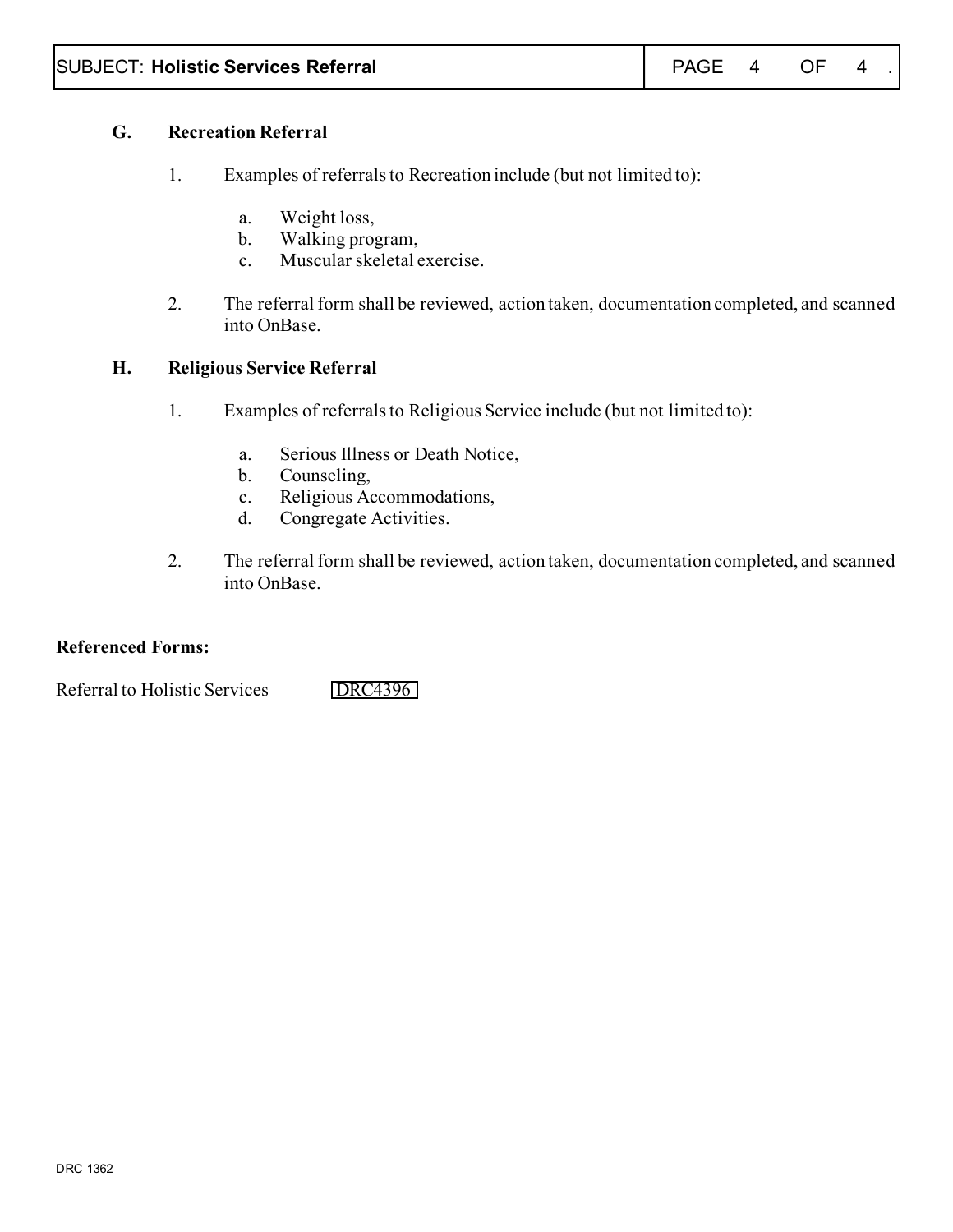### G. Recreation Referral

1. Examples of referrals to Recreation include (but not limited to):

   a. Weight loss,
   b. Walking program,
   c. Muscular skeletal exercise.

2. The referral form shall be reviewed, action taken, documentation completed, and scanned into OnBase.

### H. Religious Service Referral

1. Examples of referrals to Religious Service include (but not limited to):

   a. Serious Illness or Death Notice,
   b. Counseling,
   c. Religious Accommodations,
   d. Congregate Activities.

2. The referral form shall be reviewed, action taken, documentation completed, and scanned into OnBase.

**Referenced Forms:**

Referral to Holistic Services DRC4396

DRC 1362